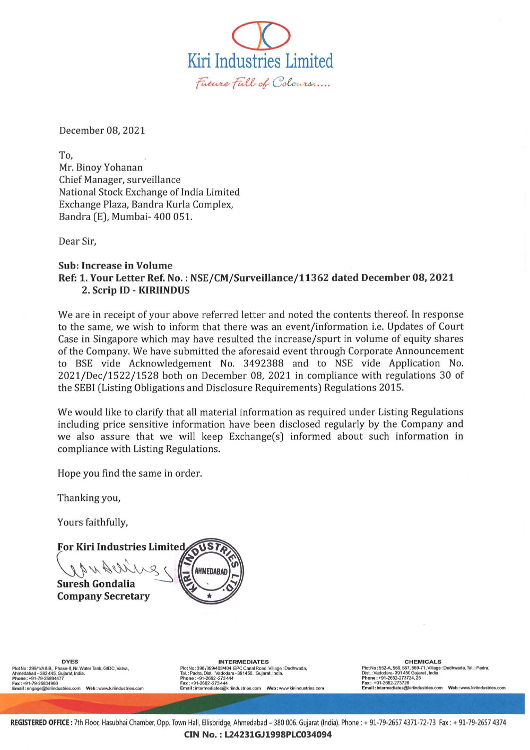Kiri Industries Limited

*Future Full of Colours.....*

December 08, 2021

To,
Mr. Binoy Yohanan
Chief Manager, surveillance
National Stock Exchange of India Limited
Exchange Plaza, Bandra Kurla Complex,
Bandra (E), Mumbai- 400 051.

Dear Sir,

**Sub: Increase in Volume**
**Ref: 1. Your Letter Ref. No. : NSE/CM/Surveillance/11362 dated December 08, 2021**
**2. Scrip ID - KIRIINDUS**

We are in receipt of your above referred letter and noted the contents thereof. In response to the same, we wish to inform that there was an event/information i.e. Updates of Court Case in Singapore which may have resulted the increase/spurt in volume of equity shares of the Company. We have submitted the aforesaid event through Corporate Announcement to BSE vide Acknowledgement No. 3492388 and to NSE vide Application No. 2021/Dec/1522/1528 both on December 08, 2021 in compliance with regulations 30 of the SEBI (Listing Obligations and Disclosure Requirements) Regulations 2015.

We would like to clarify that all material information as required under Listing Regulations including price sensitive information have been disclosed regularly by the Company and we also assure that we will keep Exchange(s) informed about such information in compliance with Listing Regulations.

Hope you find the same in order.

Thanking you,

Yours faithfully,

**For Kiri Industries Limited**

**Suresh Gondalia**
**Company Secretary**

**DYES**
Plot No : 299/1/A & B, Phase-II, Nr. Water Tank, GIDC, Vatva, Ahmedabad – 382 445, Gujarat, India.
Phone : +91-79-25894477
Fax : +91-79-25834960
Email : engage@kiriindustries.com Web : www.kiriindustries.com

**INTERMEDIATES**
Plot No : 396 /399/403/404, EPC Canal Road, Village : Dudhwada, Tal. : Padra, Dist. : Vadodara - 391450. Gujarat, India.
Phone : +91-2662-273444
Fax : +91-2662-273444
Email : intermediates@kiriindustries.com Web : www.kiriindustries.com

**CHEMICALS**
Plot No : 552-A, 566, 567, 569-71, Village : Dudhwada, Tal. : Padra, Dist. : Vadodara- 391 450 Gujarat, India.
Phone : +91-2662-273724, 25
Fax : +91-2662-273726
Email : intermediates@kiriindustries.com Web : www.kiriindustries.com

**REGISTERED OFFICE :** 7th Floor, Hasubhai Chamber, Opp. Town Hall, Ellisbridge, Ahmedabad – 380 006. Gujarat (India). Phone : + 91-79-2657 4371-72-73 Fax : + 91-79-2657 4374

**CIN No. : L24231GJ1998PLC034094**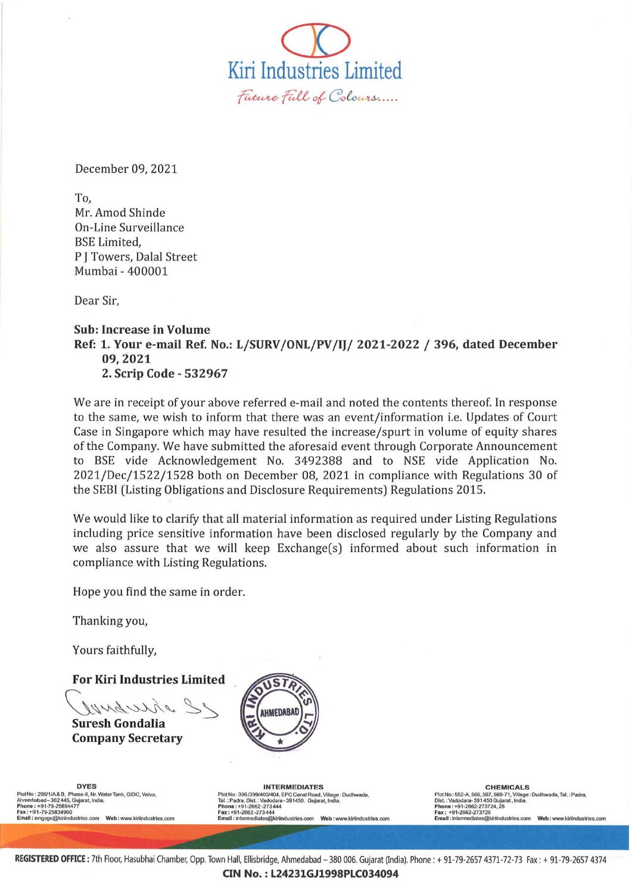# Kiri Industries Limited

*Future Full of Colours.....*

December 09, 2021

To,
Mr. Amod Shinde
On-Line Surveillance
BSE Limited,
P J Towers, Dalal Street
Mumbai - 400001

Dear Sir,

**Sub: Increase in Volume**
**Ref: 1. Your e-mail Ref. No.: L/SURV/ONL/PV/IJ/ 2021-2022 / 396, dated December 09, 2021**
**2. Scrip Code - 532967**

We are in receipt of your above referred e-mail and noted the contents thereof. In response to the same, we wish to inform that there was an event/information i.e. Updates of Court Case in Singapore which may have resulted the increase/spurt in volume of equity shares of the Company. We have submitted the aforesaid event through Corporate Announcement to BSE vide Acknowledgement No. 3492388 and to NSE vide Application No. 2021/Dec/1522/1528 both on December 08, 2021 in compliance with Regulations 30 of the SEBI (Listing Obligations and Disclosure Requirements) Regulations 2015.

We would like to clarify that all material information as required under Listing Regulations including price sensitive information have been disclosed regularly by the Company and we also assure that we will keep Exchange(s) informed about such information in compliance with Listing Regulations.

Hope you find the same in order.

Thanking you,

Yours faithfully,

**For Kiri Industries Limited**

**Suresh Gondalia**
**Company Secretary**

KIRI INDUSTRIES LTD. AHMEDABAD

**DYES**
Plot No : 299/1/A & B, Phase-II, Nr. Water Tank, GIDC, Vatva, Ahmedabad – 382 445, Gujarat, India.
Phone : +91-79-25894477
Fax : +91-79-25834960
Email : engage@kiriindustries.com Web : www.kiriindustries.com

**INTERMEDIATES**
Plot No : 396/399/403/404, EPC Canal Road, Village : Dudhwada, Tal. : Padra, Dist. : Vadodara - 391450. Gujarat, India.
Phone : +91-2662-273444
Fax : +91-2662-273444
Email : intermediates@kiriindustries.com Web : www.kiriindustries.com

**CHEMICALS**
Plot No : 552-A, 566, 567, 569-71, Village : Dudhwada, Tal. : Padra, Dist. : Vadodara- 391 450 Gujarat, India.
Phone : +91-2662-273724, 25
Fax : +91-2662-273726
Email : intermediates@kiriindustries.com Web : www.kiriindustries.com

**REGISTERED OFFICE :** 7th Floor, Hasubhai Chamber, Opp. Town Hall, Ellisbridge, Ahmedabad – 380 006. Gujarat (India). Phone : + 91-79-2657 4371-72-73 Fax : + 91-79-2657 4374

**CIN No. : L24231GJ1998PLC034094**